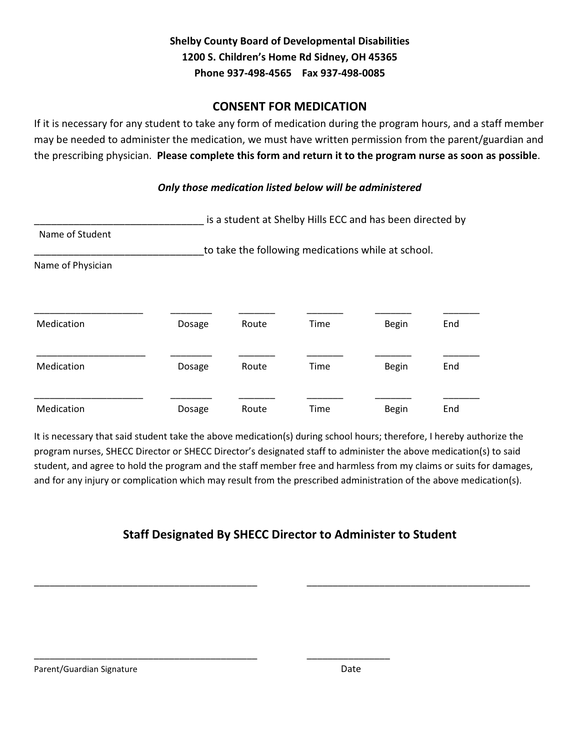**Shelby County Board of Developmental Disabilities**
**1200 S. Children's Home Rd Sidney, OH 45365**
**Phone 937-498-4565 Fax 937-498-0085**

## CONSENT FOR MEDICATION

If it is necessary for any student to take any form of medication during the program hours, and a staff member may be needed to administer the medication, we must have written permission from the parent/guardian and the prescribing physician. **Please complete this form and return it to the program nurse as soon as possible**.

***Only those medication listed below will be administered***

_______________________________ is a student at Shelby Hills ECC and has been directed by
Name of Student

_______________________________to take the following medications while at school.
Name of Physician

| Medication | Dosage | Route | Time | Begin | End |
|---|---|---|---|---|---|
| _____________________ | ________ | _______ | _______ | _______ | _______ |
| _____________________ | ________ | _______ | _______ | _______ | _______ |
| _____________________ | ________ | _______ | _______ | _______ | _______ |

It is necessary that said student take the above medication(s) during school hours; therefore, I hereby authorize the program nurses, SHECC Director or SHECC Director's designated staff to administer the above medication(s) to said student, and agree to hold the program and the staff member free and harmless from my claims or suits for damages, and for any injury or complication which may result from the prescribed administration of the above medication(s).

### Staff Designated By SHECC Director to Administer to Student

_____________________________________________ _____________________________________________

_____________________________________________ ________________
Parent/Guardian Signature Date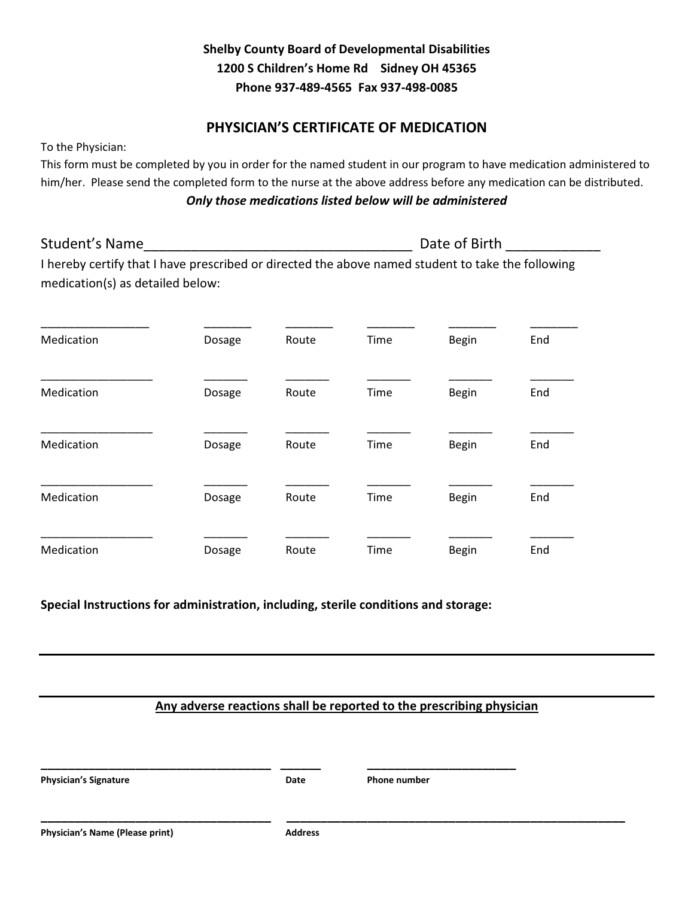**Shelby County Board of Developmental Disabilities**
**1200 S Children's Home Rd  Sidney OH 45365**
**Phone 937-489-4565  Fax 937-498-0085**

## PHYSICIAN'S CERTIFICATE OF MEDICATION

To the Physician:

This form must be completed by you in order for the named student in our program to have medication administered to him/her. Please send the completed form to the nurse at the above address before any medication can be distributed.

***Only those medications listed below will be administered***

Student's Name____________________________________ Date of Birth ____________

I hereby certify that I have prescribed or directed the above named student to take the following medication(s) as detailed below:

| Medication | Dosage | Route | Time | Begin | End |
|---|---|---|---|---|---|
| _________________ | _______ | _______ | _______ | _______ | _______ |
| _________________ | _______ | _______ | _______ | _______ | _______ |
| _________________ | _______ | _______ | _______ | _______ | _______ |
| _________________ | _______ | _______ | _______ | _______ | _______ |
| _________________ | _______ | _______ | _______ | _______ | _______ |

**Special Instructions for administration, including, sterile conditions and storage:**

______________________________________________________________________________

______________________________________________________________________________

**Any adverse reactions shall be reported to the prescribing physician**

_____________________________________ ______ ________________________

**Physician's Signature** **Date** **Phone number**

_____________________________________ ____________________________________________________

**Physician's Name (Please print)** **Address**